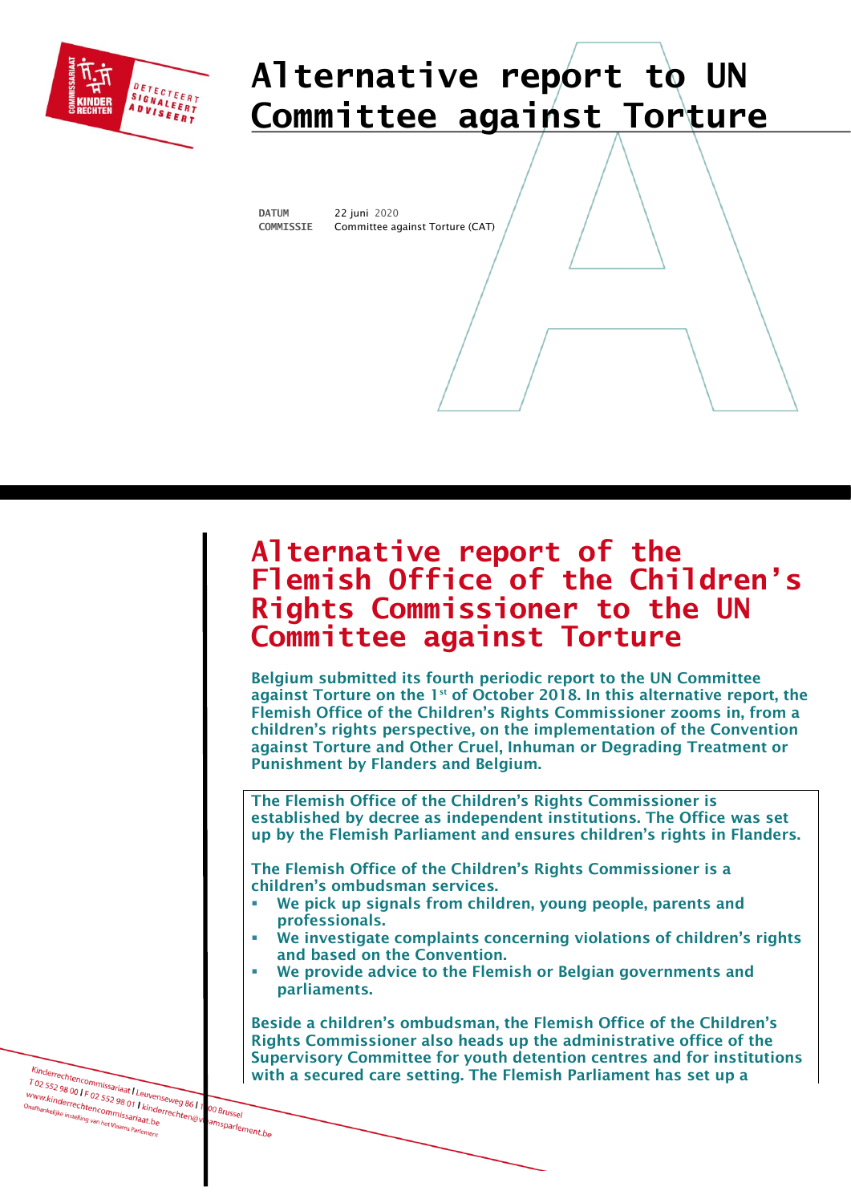# Alternative report to UN Committee against Torture

**DATUM** 22 juni 2020
**COMMISSIE** Committee against Torture (CAT)

## Alternative report of the Flemish Office of the Children's Rights Commissioner to the UN Committee against Torture

**Belgium submitted its fourth periodic report to the UN Committee against Torture on the 1st of October 2018. In this alternative report, the Flemish Office of the Children's Rights Commissioner zooms in, from a children's rights perspective, on the implementation of the Convention against Torture and Other Cruel, Inhuman or Degrading Treatment or Punishment by Flanders and Belgium.**

**The Flemish Office of the Children's Rights Commissioner is established by decree as independent institutions. The Office was set up by the Flemish Parliament and ensures children's rights in Flanders.**

**The Flemish Office of the Children's Rights Commissioner is a children's ombudsman services.**

- **We pick up signals from children, young people, parents and professionals.**
- **We investigate complaints concerning violations of children's rights and based on the Convention.**
- **We provide advice to the Flemish or Belgian governments and parliaments.**

**Beside a children's ombudsman, the Flemish Office of the Children's Rights Commissioner also heads up the administrative office of the Supervisory Committee for youth detention centres and for institutions with a secured care setting. The Flemish Parliament has set up a**

Kinderrechtencommissariaat | Leuvenseweg 86 | 1000 Brussel
T 02 552 98 00 | F 02 552 98 01 | kinderrechten@vlaamsparlement.be
www.kinderrechtencommissariaat.be
Onafhankelijke instelling van het Vlaams Parlement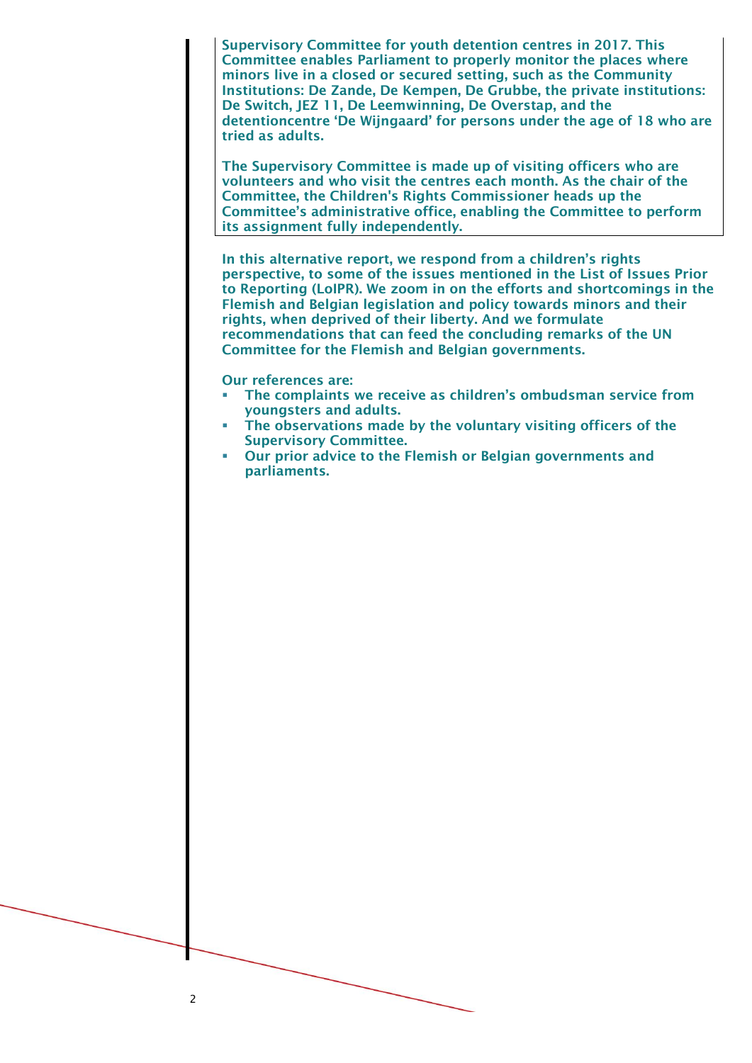Supervisory Committee for youth detention centres in 2017. This Committee enables Parliament to properly monitor the places where minors live in a closed or secured setting, such as the Community Institutions: De Zande, De Kempen, De Grubbe, the private institutions: De Switch, JEZ 11, De Leemwinning, De Overstap, and the detentioncentre 'De Wijngaard' for persons under the age of 18 who are tried as adults.

The Supervisory Committee is made up of visiting officers who are volunteers and who visit the centres each month. As the chair of the Committee, the Children's Rights Commissioner heads up the Committee's administrative office, enabling the Committee to perform its assignment fully independently.

In this alternative report, we respond from a children's rights perspective, to some of the issues mentioned in the List of Issues Prior to Reporting (LoIPR). We zoom in on the efforts and shortcomings in the Flemish and Belgian legislation and policy towards minors and their rights, when deprived of their liberty. And we formulate recommendations that can feed the concluding remarks of the UN Committee for the Flemish and Belgian governments.

Our references are:

- The complaints we receive as children's ombudsman service from youngsters and adults.
- The observations made by the voluntary visiting officers of the Supervisory Committee.
- Our prior advice to the Flemish or Belgian governments and parliaments.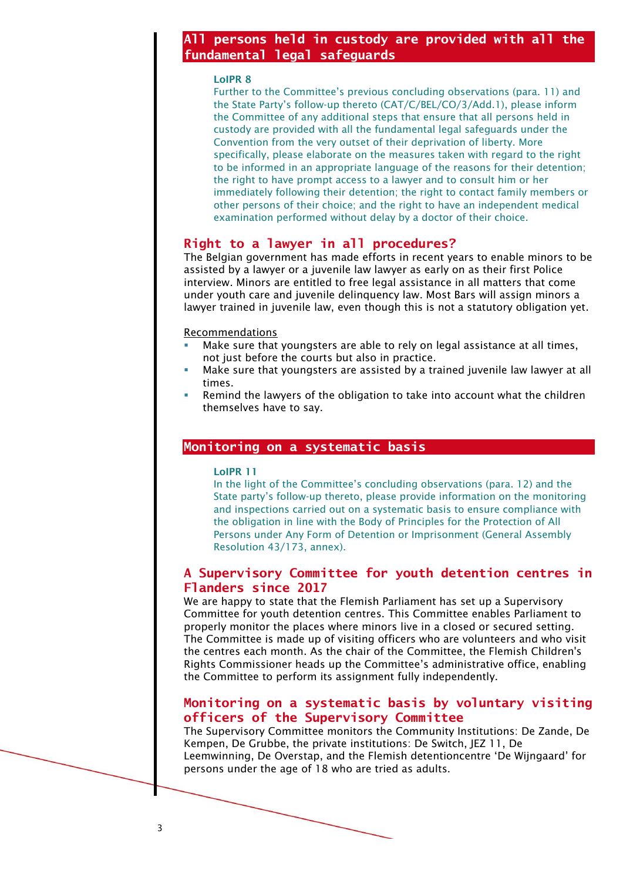## All persons held in custody are provided with all the fundamental legal safeguards

**LoIPR 8**

Further to the Committee's previous concluding observations (para. 11) and the State Party's follow-up thereto (CAT/C/BEL/CO/3/Add.1), please inform the Committee of any additional steps that ensure that all persons held in custody are provided with all the fundamental legal safeguards under the Convention from the very outset of their deprivation of liberty. More specifically, please elaborate on the measures taken with regard to the right to be informed in an appropriate language of the reasons for their detention; the right to have prompt access to a lawyer and to consult him or her immediately following their detention; the right to contact family members or other persons of their choice; and the right to have an independent medical examination performed without delay by a doctor of their choice.

### Right to a lawyer in all procedures?

The Belgian government has made efforts in recent years to enable minors to be assisted by a lawyer or a juvenile law lawyer as early on as their first Police interview. Minors are entitled to free legal assistance in all matters that come under youth care and juvenile delinquency law. Most Bars will assign minors a lawyer trained in juvenile law, even though this is not a statutory obligation yet.

Recommendations

- Make sure that youngsters are able to rely on legal assistance at all times, not just before the courts but also in practice.
- Make sure that youngsters are assisted by a trained juvenile law lawyer at all times.
- Remind the lawyers of the obligation to take into account what the children themselves have to say.

## Monitoring on a systematic basis

**LoIPR 11**

In the light of the Committee's concluding observations (para. 12) and the State party's follow-up thereto, please provide information on the monitoring and inspections carried out on a systematic basis to ensure compliance with the obligation in line with the Body of Principles for the Protection of All Persons under Any Form of Detention or Imprisonment (General Assembly Resolution 43/173, annex).

### A Supervisory Committee for youth detention centres in Flanders since 2017

We are happy to state that the Flemish Parliament has set up a Supervisory Committee for youth detention centres. This Committee enables Parliament to properly monitor the places where minors live in a closed or secured setting. The Committee is made up of visiting officers who are volunteers and who visit the centres each month. As the chair of the Committee, the Flemish Children's Rights Commissioner heads up the Committee's administrative office, enabling the Committee to perform its assignment fully independently.

### Monitoring on a systematic basis by voluntary visiting officers of the Supervisory Committee

The Supervisory Committee monitors the Community Institutions: De Zande, De Kempen, De Grubbe, the private institutions: De Switch, JEZ 11, De Leemwinning, De Overstap, and the Flemish detentioncentre 'De Wijngaard' for persons under the age of 18 who are tried as adults.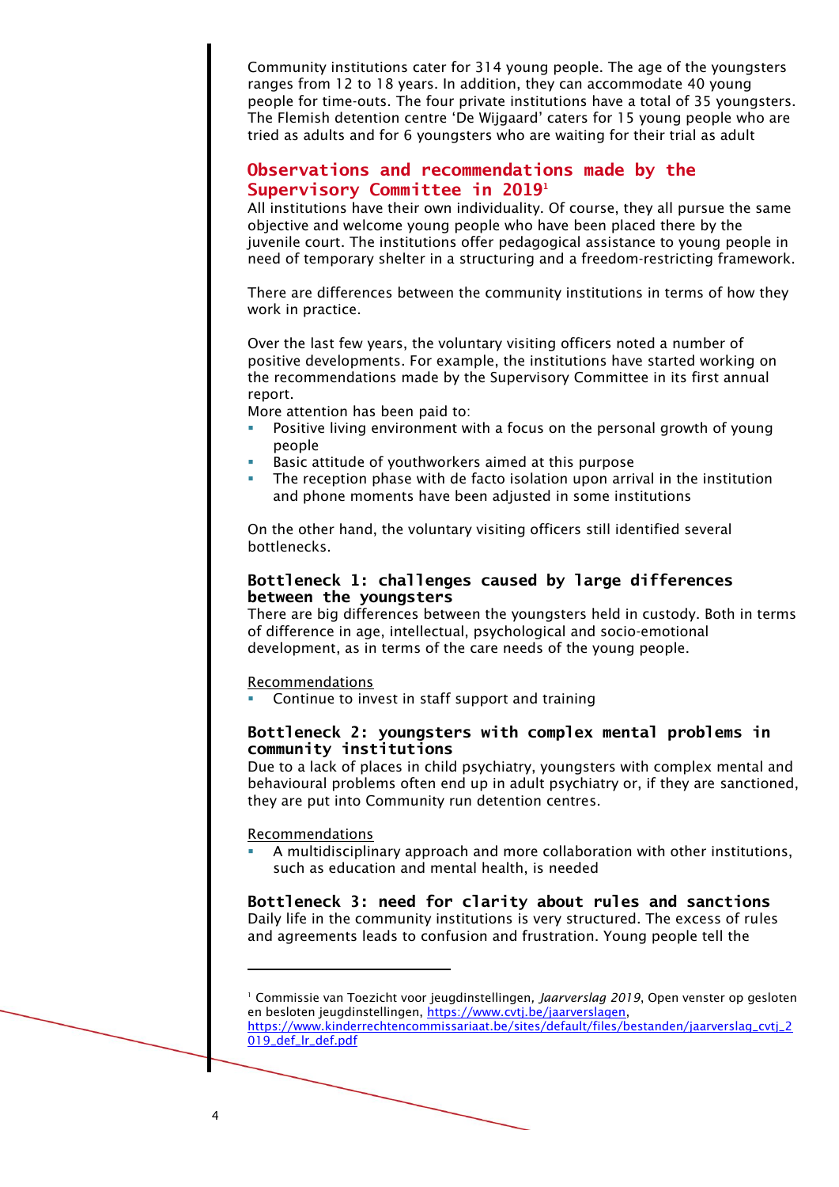Community institutions cater for 314 young people. The age of the youngsters ranges from 12 to 18 years. In addition, they can accommodate 40 young people for time-outs. The four private institutions have a total of 35 youngsters. The Flemish detention centre 'De Wijgaard' caters for 15 young people who are tried as adults and for 6 youngsters who are waiting for their trial as adult

## Observations and recommendations made by the Supervisory Committee in 2019[1]

All institutions have their own individuality. Of course, they all pursue the same objective and welcome young people who have been placed there by the juvenile court. The institutions offer pedagogical assistance to young people in need of temporary shelter in a structuring and a freedom-restricting framework.

There are differences between the community institutions in terms of how they work in practice.

Over the last few years, the voluntary visiting officers noted a number of positive developments. For example, the institutions have started working on the recommendations made by the Supervisory Committee in its first annual report.

More attention has been paid to:

- Positive living environment with a focus on the personal growth of young people
- Basic attitude of youthworkers aimed at this purpose
- The reception phase with de facto isolation upon arrival in the institution and phone moments have been adjusted in some institutions

On the other hand, the voluntary visiting officers still identified several bottlenecks.

### Bottleneck 1: challenges caused by large differences between the youngsters

There are big differences between the youngsters held in custody. Both in terms of difference in age, intellectual, psychological and socio-emotional development, as in terms of the care needs of the young people.

Recommendations

- Continue to invest in staff support and training

### Bottleneck 2: youngsters with complex mental problems in community institutions

Due to a lack of places in child psychiatry, youngsters with complex mental and behavioural problems often end up in adult psychiatry or, if they are sanctioned, they are put into Community run detention centres.

Recommendations

- A multidisciplinary approach and more collaboration with other institutions, such as education and mental health, is needed

### Bottleneck 3: need for clarity about rules and sanctions

Daily life in the community institutions is very structured. The excess of rules and agreements leads to confusion and frustration. Young people tell the

---

[1] Commissie van Toezicht voor jeugdinstellingen, *Jaarverslag 2019*, Open venster op gesloten en besloten jeugdinstellingen, https://www.cvtj.be/jaarverslagen, https://www.kinderrechtencommissariaat.be/sites/default/files/bestanden/jaarverslag_cvtj_2019_def_lr_def.pdf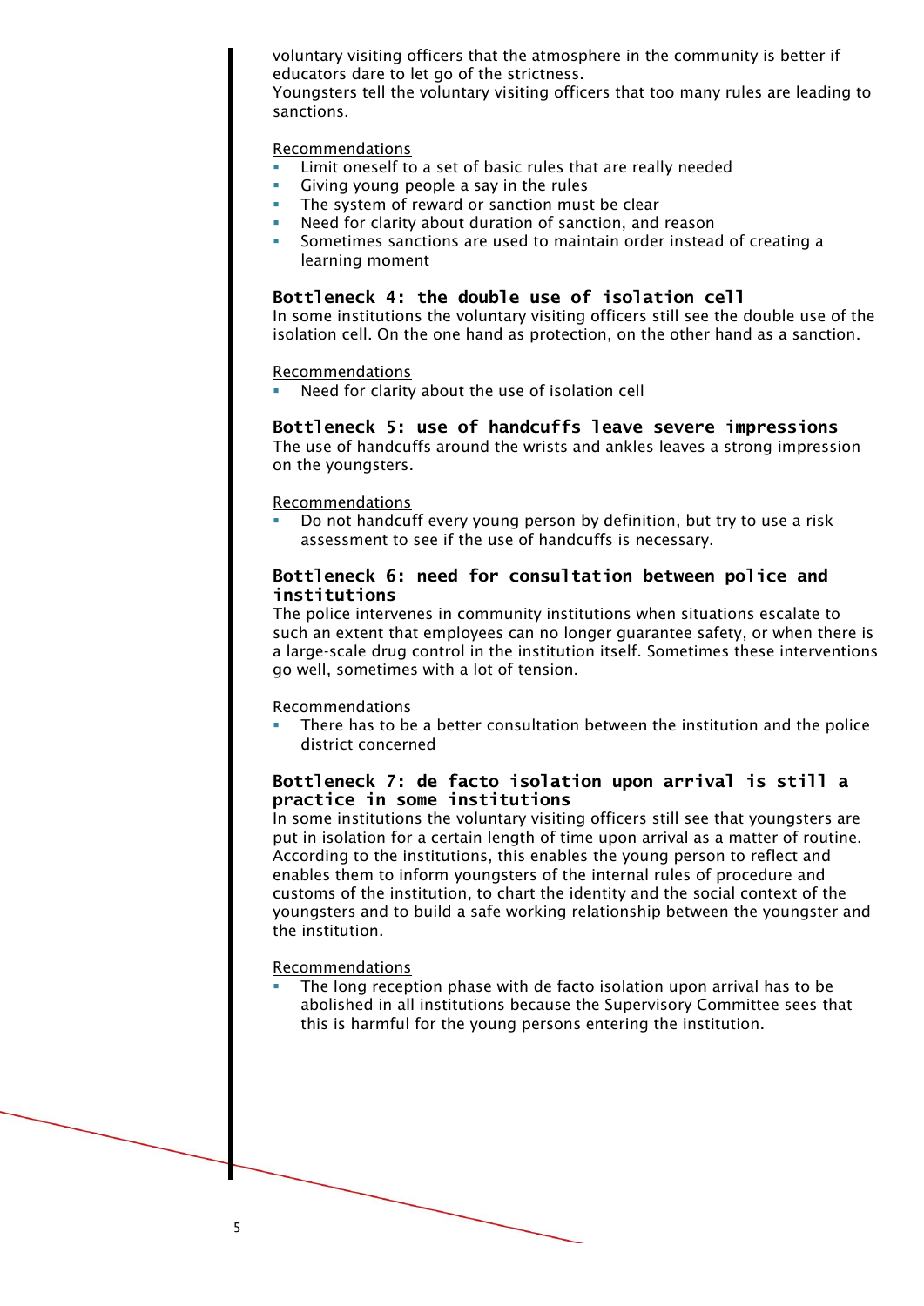voluntary visiting officers that the atmosphere in the community is better if educators dare to let go of the strictness.
Youngsters tell the voluntary visiting officers that too many rules are leading to sanctions.

Recommendations

- Limit oneself to a set of basic rules that are really needed
- Giving young people a say in the rules
- The system of reward or sanction must be clear
- Need for clarity about duration of sanction, and reason
- Sometimes sanctions are used to maintain order instead of creating a learning moment

### Bottleneck 4: the double use of isolation cell

In some institutions the voluntary visiting officers still see the double use of the isolation cell. On the one hand as protection, on the other hand as a sanction.

Recommendations

- Need for clarity about the use of isolation cell

### Bottleneck 5: use of handcuffs leave severe impressions

The use of handcuffs around the wrists and ankles leaves a strong impression on the youngsters.

Recommendations

- Do not handcuff every young person by definition, but try to use a risk assessment to see if the use of handcuffs is necessary.

### Bottleneck 6: need for consultation between police and institutions

The police intervenes in community institutions when situations escalate to such an extent that employees can no longer guarantee safety, or when there is a large-scale drug control in the institution itself. Sometimes these interventions go well, sometimes with a lot of tension.

Recommendations

- There has to be a better consultation between the institution and the police district concerned

### Bottleneck 7: de facto isolation upon arrival is still a practice in some institutions

In some institutions the voluntary visiting officers still see that youngsters are put in isolation for a certain length of time upon arrival as a matter of routine. According to the institutions, this enables the young person to reflect and enables them to inform youngsters of the internal rules of procedure and customs of the institution, to chart the identity and the social context of the youngsters and to build a safe working relationship between the youngster and the institution.

Recommendations

- The long reception phase with de facto isolation upon arrival has to be abolished in all institutions because the Supervisory Committee sees that this is harmful for the young persons entering the institution.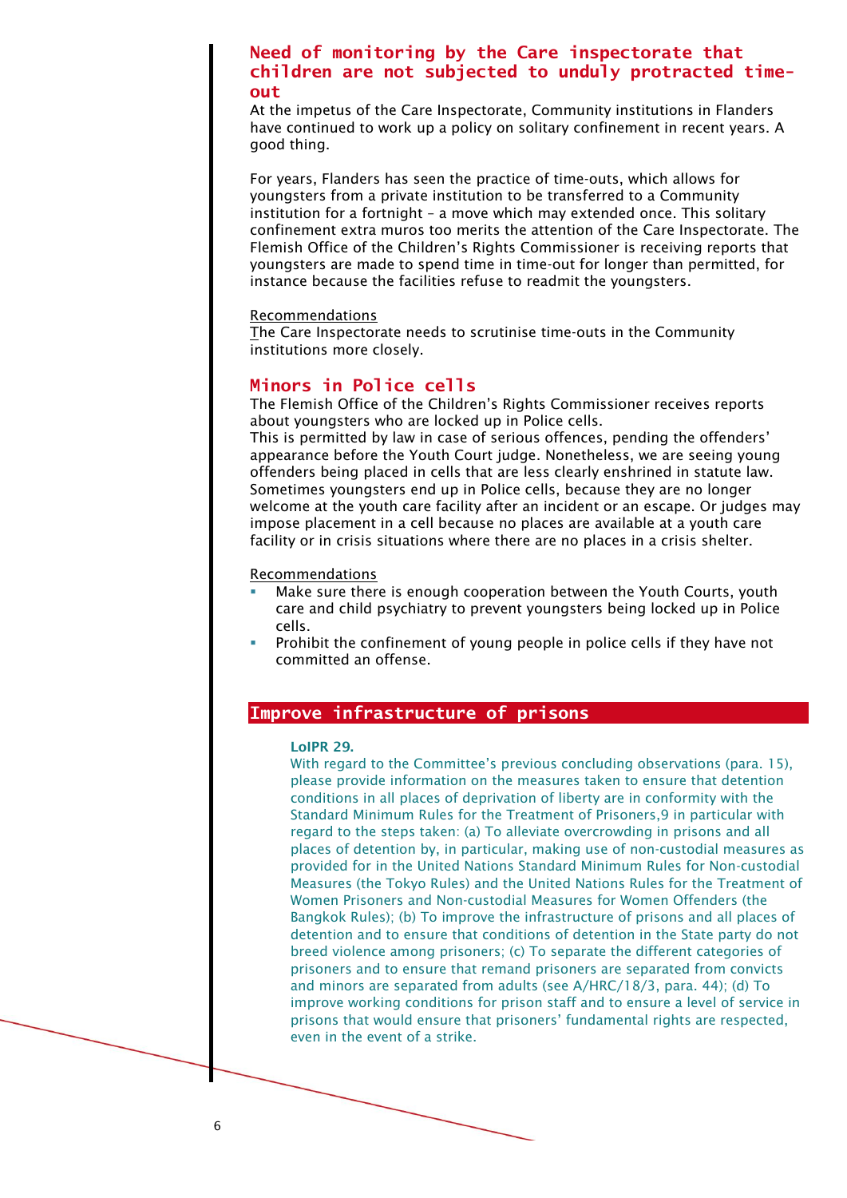## Need of monitoring by the Care inspectorate that children are not subjected to unduly protracted time-out

At the impetus of the Care Inspectorate, Community institutions in Flanders have continued to work up a policy on solitary confinement in recent years. A good thing.

For years, Flanders has seen the practice of time-outs, which allows for youngsters from a private institution to be transferred to a Community institution for a fortnight – a move which may extended once. This solitary confinement extra muros too merits the attention of the Care Inspectorate. The Flemish Office of the Children's Rights Commissioner is receiving reports that youngsters are made to spend time in time-out for longer than permitted, for instance because the facilities refuse to readmit the youngsters.

Recommendations

The Care Inspectorate needs to scrutinise time-outs in the Community institutions more closely.

## Minors in Police cells

The Flemish Office of the Children's Rights Commissioner receives reports about youngsters who are locked up in Police cells.
This is permitted by law in case of serious offences, pending the offenders' appearance before the Youth Court judge. Nonetheless, we are seeing young offenders being placed in cells that are less clearly enshrined in statute law. Sometimes youngsters end up in Police cells, because they are no longer welcome at the youth care facility after an incident or an escape. Or judges may impose placement in a cell because no places are available at a youth care facility or in crisis situations where there are no places in a crisis shelter.

Recommendations

- Make sure there is enough cooperation between the Youth Courts, youth care and child psychiatry to prevent youngsters being locked up in Police cells.
- Prohibit the confinement of young people in police cells if they have not committed an offense.

## Improve infrastructure of prisons

**LoIPR 29.**
With regard to the Committee's previous concluding observations (para. 15), please provide information on the measures taken to ensure that detention conditions in all places of deprivation of liberty are in conformity with the Standard Minimum Rules for the Treatment of Prisoners,9 in particular with regard to the steps taken: (a) To alleviate overcrowding in prisons and all places of detention by, in particular, making use of non-custodial measures as provided for in the United Nations Standard Minimum Rules for Non-custodial Measures (the Tokyo Rules) and the United Nations Rules for the Treatment of Women Prisoners and Non-custodial Measures for Women Offenders (the Bangkok Rules); (b) To improve the infrastructure of prisons and all places of detention and to ensure that conditions of detention in the State party do not breed violence among prisoners; (c) To separate the different categories of prisoners and to ensure that remand prisoners are separated from convicts and minors are separated from adults (see A/HRC/18/3, para. 44); (d) To improve working conditions for prison staff and to ensure a level of service in prisons that would ensure that prisoners' fundamental rights are respected, even in the event of a strike.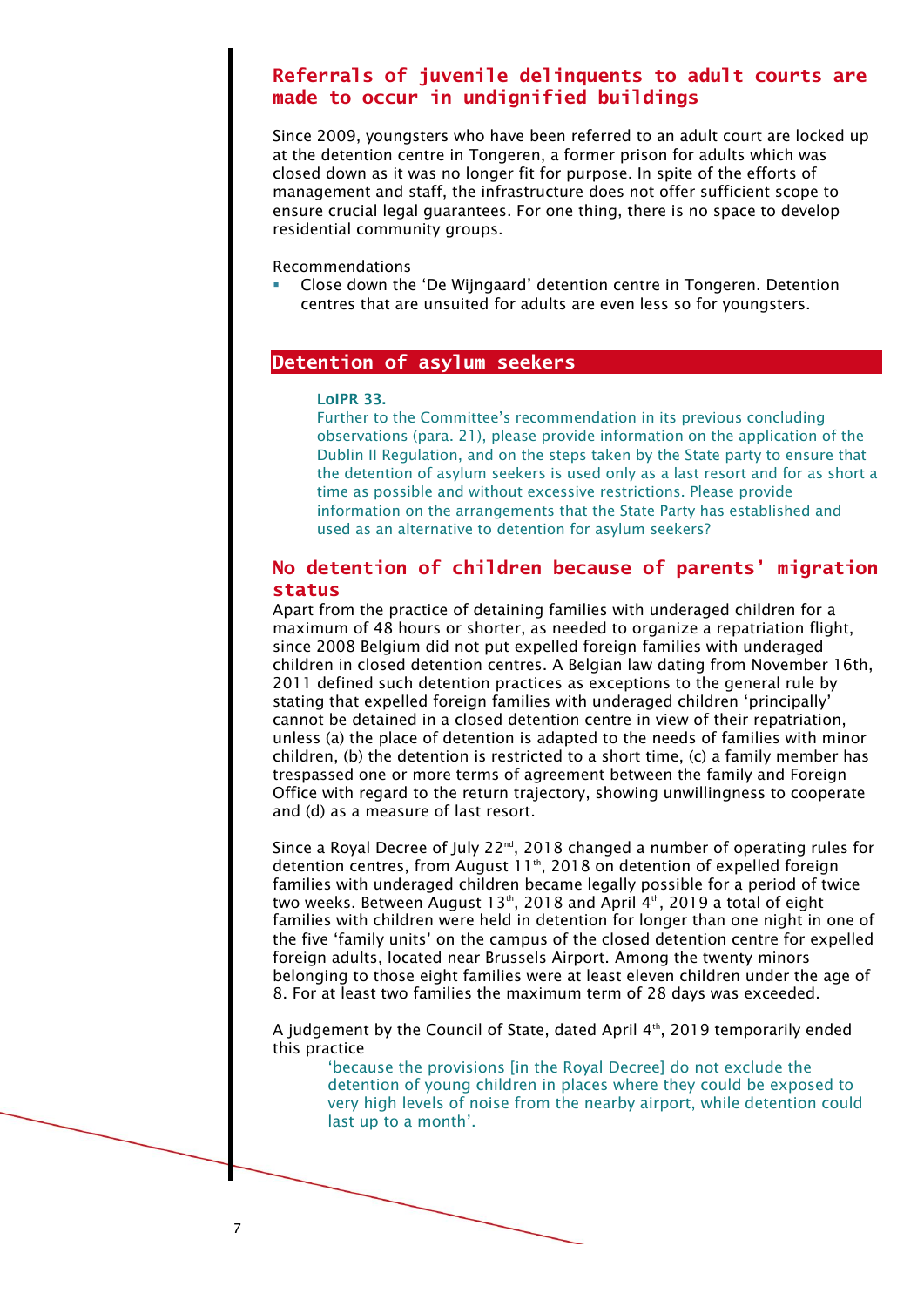## Referrals of juvenile delinquents to adult courts are made to occur in undignified buildings

Since 2009, youngsters who have been referred to an adult court are locked up at the detention centre in Tongeren, a former prison for adults which was closed down as it was no longer fit for purpose. In spite of the efforts of management and staff, the infrastructure does not offer sufficient scope to ensure crucial legal guarantees. For one thing, there is no space to develop residential community groups.

Recommendations

- Close down the 'De Wijngaard' detention centre in Tongeren. Detention centres that are unsuited for adults are even less so for youngsters.

# Detention of asylum seekers

**LoIPR 33.**
Further to the Committee's recommendation in its previous concluding observations (para. 21), please provide information on the application of the Dublin II Regulation, and on the steps taken by the State party to ensure that the detention of asylum seekers is used only as a last resort and for as short a time as possible and without excessive restrictions. Please provide information on the arrangements that the State Party has established and used as an alternative to detention for asylum seekers?

## No detention of children because of parents' migration status

Apart from the practice of detaining families with underaged children for a maximum of 48 hours or shorter, as needed to organize a repatriation flight, since 2008 Belgium did not put expelled foreign families with underaged children in closed detention centres. A Belgian law dating from November 16th, 2011 defined such detention practices as exceptions to the general rule by stating that expelled foreign families with underaged children 'principally' cannot be detained in a closed detention centre in view of their repatriation, unless (a) the place of detention is adapted to the needs of families with minor children, (b) the detention is restricted to a short time, (c) a family member has trespassed one or more terms of agreement between the family and Foreign Office with regard to the return trajectory, showing unwillingness to cooperate and (d) as a measure of last resort.

Since a Royal Decree of July 22nd, 2018 changed a number of operating rules for detention centres, from August 11th, 2018 on detention of expelled foreign families with underaged children became legally possible for a period of twice two weeks. Between August 13th, 2018 and April 4th, 2019 a total of eight families with children were held in detention for longer than one night in one of the five 'family units' on the campus of the closed detention centre for expelled foreign adults, located near Brussels Airport. Among the twenty minors belonging to those eight families were at least eleven children under the age of 8. For at least two families the maximum term of 28 days was exceeded.

A judgement by the Council of State, dated April 4th, 2019 temporarily ended this practice

> 'because the provisions [in the Royal Decree] do not exclude the detention of young children in places where they could be exposed to very high levels of noise from the nearby airport, while detention could last up to a month'.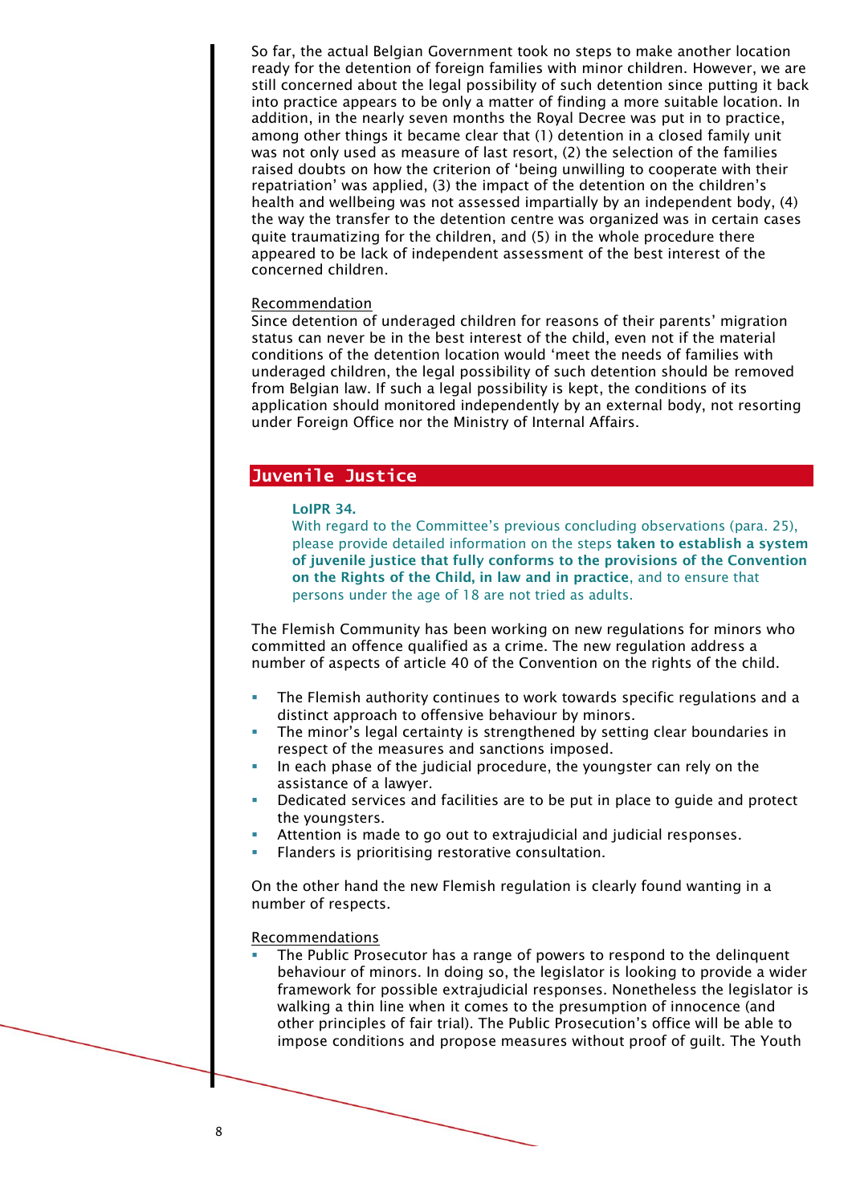So far, the actual Belgian Government took no steps to make another location ready for the detention of foreign families with minor children. However, we are still concerned about the legal possibility of such detention since putting it back into practice appears to be only a matter of finding a more suitable location. In addition, in the nearly seven months the Royal Decree was put in to practice, among other things it became clear that (1) detention in a closed family unit was not only used as measure of last resort, (2) the selection of the families raised doubts on how the criterion of 'being unwilling to cooperate with their repatriation' was applied, (3) the impact of the detention on the children's health and wellbeing was not assessed impartially by an independent body, (4) the way the transfer to the detention centre was organized was in certain cases quite traumatizing for the children, and (5) in the whole procedure there appeared to be lack of independent assessment of the best interest of the concerned children.

Recommendation
Since detention of underaged children for reasons of their parents' migration status can never be in the best interest of the child, even not if the material conditions of the detention location would 'meet the needs of families with underaged children, the legal possibility of such detention should be removed from Belgian law. If such a legal possibility is kept, the conditions of its application should monitored independently by an external body, not resorting under Foreign Office nor the Ministry of Internal Affairs.

## Juvenile Justice

**LoIPR 34.**
With regard to the Committee's previous concluding observations (para. 25), please provide detailed information on the steps **taken to establish a system of juvenile justice that fully conforms to the provisions of the Convention on the Rights of the Child, in law and in practice**, and to ensure that persons under the age of 18 are not tried as adults.

The Flemish Community has been working on new regulations for minors who committed an offence qualified as a crime. The new regulation address a number of aspects of article 40 of the Convention on the rights of the child.

- The Flemish authority continues to work towards specific regulations and a distinct approach to offensive behaviour by minors.
- The minor's legal certainty is strengthened by setting clear boundaries in respect of the measures and sanctions imposed.
- In each phase of the judicial procedure, the youngster can rely on the assistance of a lawyer.
- Dedicated services and facilities are to be put in place to guide and protect the youngsters.
- Attention is made to go out to extrajudicial and judicial responses.
- Flanders is prioritising restorative consultation.

On the other hand the new Flemish regulation is clearly found wanting in a number of respects.

Recommendations
- The Public Prosecutor has a range of powers to respond to the delinquent behaviour of minors. In doing so, the legislator is looking to provide a wider framework for possible extrajudicial responses. Nonetheless the legislator is walking a thin line when it comes to the presumption of innocence (and other principles of fair trial). The Public Prosecution's office will be able to impose conditions and propose measures without proof of guilt. The Youth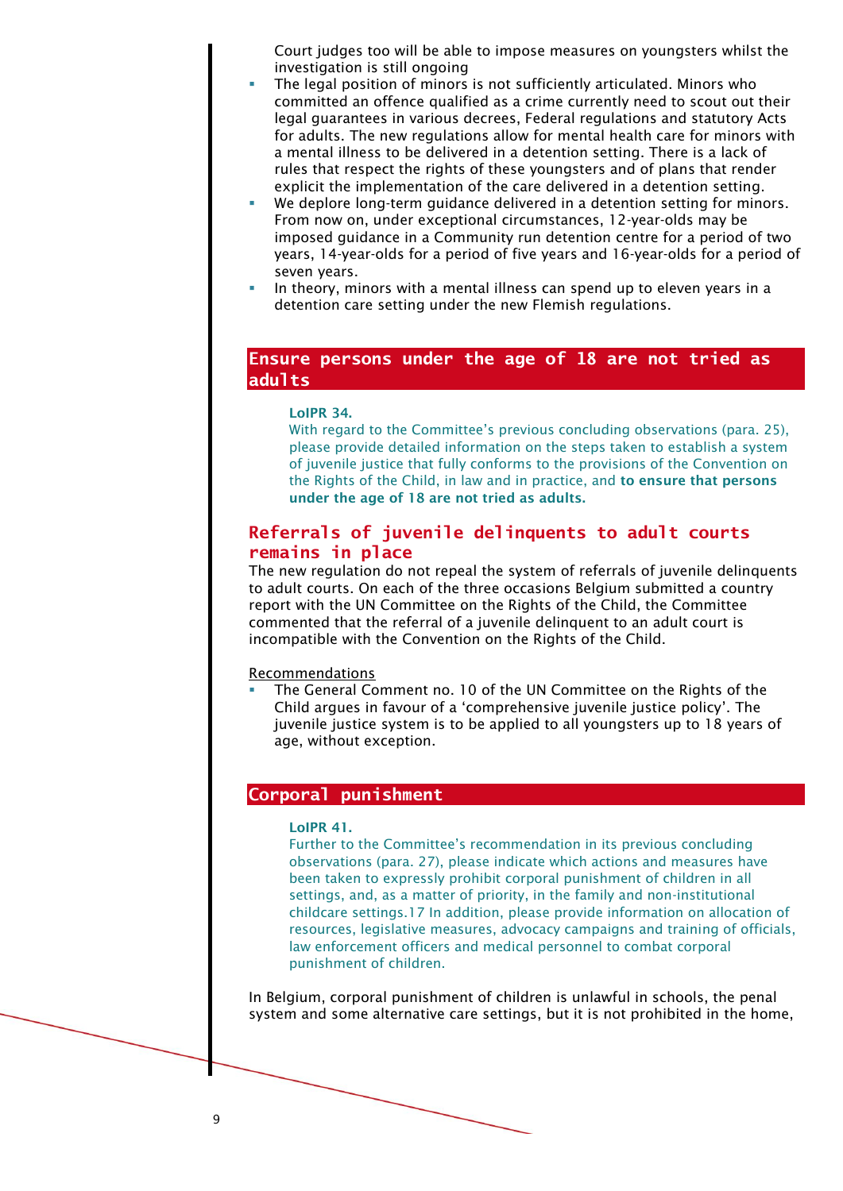Court judges too will be able to impose measures on youngsters whilst the investigation is still ongoing

- The legal position of minors is not sufficiently articulated. Minors who committed an offence qualified as a crime currently need to scout out their legal guarantees in various decrees, Federal regulations and statutory Acts for adults. The new regulations allow for mental health care for minors with a mental illness to be delivered in a detention setting. There is a lack of rules that respect the rights of these youngsters and of plans that render explicit the implementation of the care delivered in a detention setting.
- We deplore long-term guidance delivered in a detention setting for minors. From now on, under exceptional circumstances, 12-year-olds may be imposed guidance in a Community run detention centre for a period of two years, 14-year-olds for a period of five years and 16-year-olds for a period of seven years.
- In theory, minors with a mental illness can spend up to eleven years in a detention care setting under the new Flemish regulations.

## Ensure persons under the age of 18 are not tried as adults

**LoIPR 34.**
With regard to the Committee's previous concluding observations (para. 25), please provide detailed information on the steps taken to establish a system of juvenile justice that fully conforms to the provisions of the Convention on the Rights of the Child, in law and in practice, and **to ensure that persons under the age of 18 are not tried as adults.**

### Referrals of juvenile delinquents to adult courts remains in place

The new regulation do not repeal the system of referrals of juvenile delinquents to adult courts. On each of the three occasions Belgium submitted a country report with the UN Committee on the Rights of the Child, the Committee commented that the referral of a juvenile delinquent to an adult court is incompatible with the Convention on the Rights of the Child.

<u>Recommendations</u>

- The General Comment no. 10 of the UN Committee on the Rights of the Child argues in favour of a 'comprehensive juvenile justice policy'. The juvenile justice system is to be applied to all youngsters up to 18 years of age, without exception.

## Corporal punishment

**LoIPR 41.**
Further to the Committee's recommendation in its previous concluding observations (para. 27), please indicate which actions and measures have been taken to expressly prohibit corporal punishment of children in all settings, and, as a matter of priority, in the family and non-institutional childcare settings.17 In addition, please provide information on allocation of resources, legislative measures, advocacy campaigns and training of officials, law enforcement officers and medical personnel to combat corporal punishment of children.

In Belgium, corporal punishment of children is unlawful in schools, the penal system and some alternative care settings, but it is not prohibited in the home,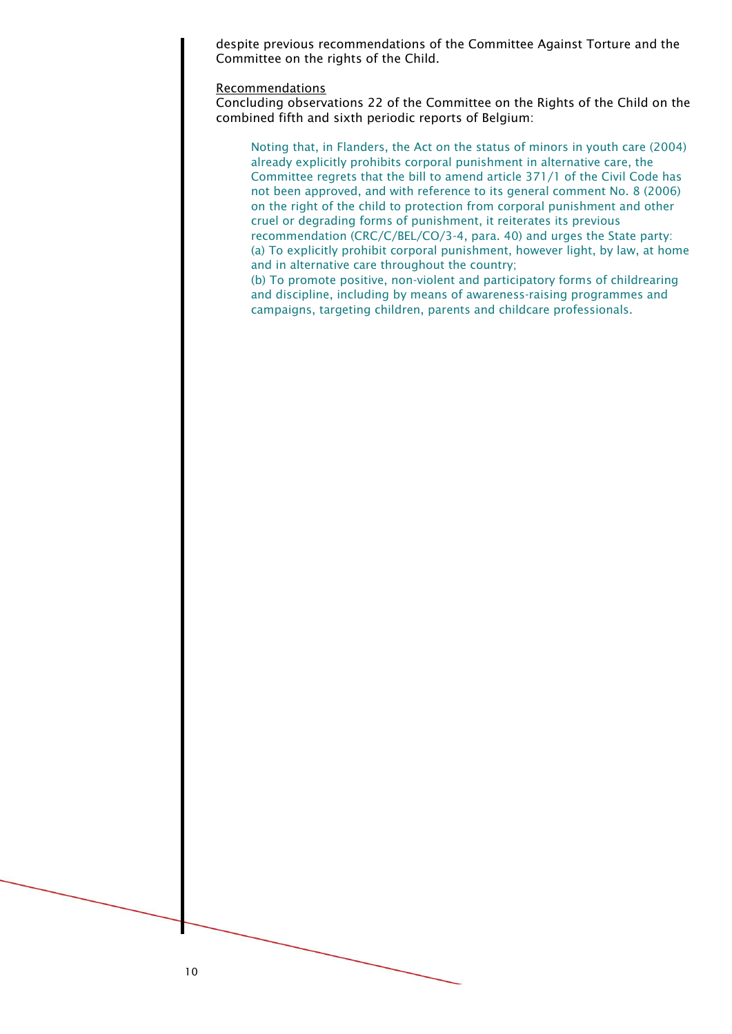despite previous recommendations of the Committee Against Torture and the Committee on the rights of the Child.

<u>Recommendations</u>
Concluding observations 22 of the Committee on the Rights of the Child on the combined fifth and sixth periodic reports of Belgium:

> Noting that, in Flanders, the Act on the status of minors in youth care (2004) already explicitly prohibits corporal punishment in alternative care, the Committee regrets that the bill to amend article 371/1 of the Civil Code has not been approved, and with reference to its general comment No. 8 (2006) on the right of the child to protection from corporal punishment and other cruel or degrading forms of punishment, it reiterates its previous recommendation (CRC/C/BEL/CO/3-4, para. 40) and urges the State party:
> (a) To explicitly prohibit corporal punishment, however light, by law, at home and in alternative care throughout the country;
> (b) To promote positive, non-violent and participatory forms of childrearing and discipline, including by means of awareness-raising programmes and campaigns, targeting children, parents and childcare professionals.